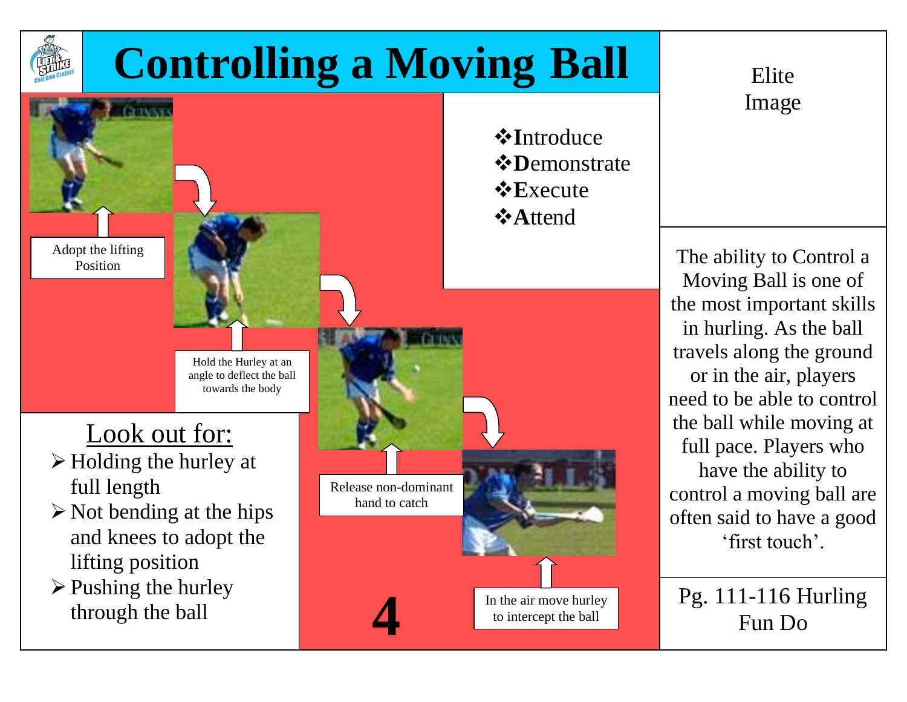# Controlling a Moving Ball

- ❖**I**ntroduce
- ❖**D**emonstrate
- ❖**E**xecute
- ❖**A**ttend

Adopt the lifting Position

Hold the Hurley at an angle to deflect the ball towards the body

Release non-dominant hand to catch

In the air move hurley to intercept the ball

## Look out for:

- Holding the hurley at full length
- Not bending at the hips and knees to adopt the lifting position
- Pushing the hurley through the ball

**4**

Elite Image

The ability to Control a Moving Ball is one of the most important skills in hurling. As the ball travels along the ground or in the air, players need to be able to control the ball while moving at full pace. Players who have the ability to control a moving ball are often said to have a good 'first touch'.

Pg. 111-116 Hurling Fun Do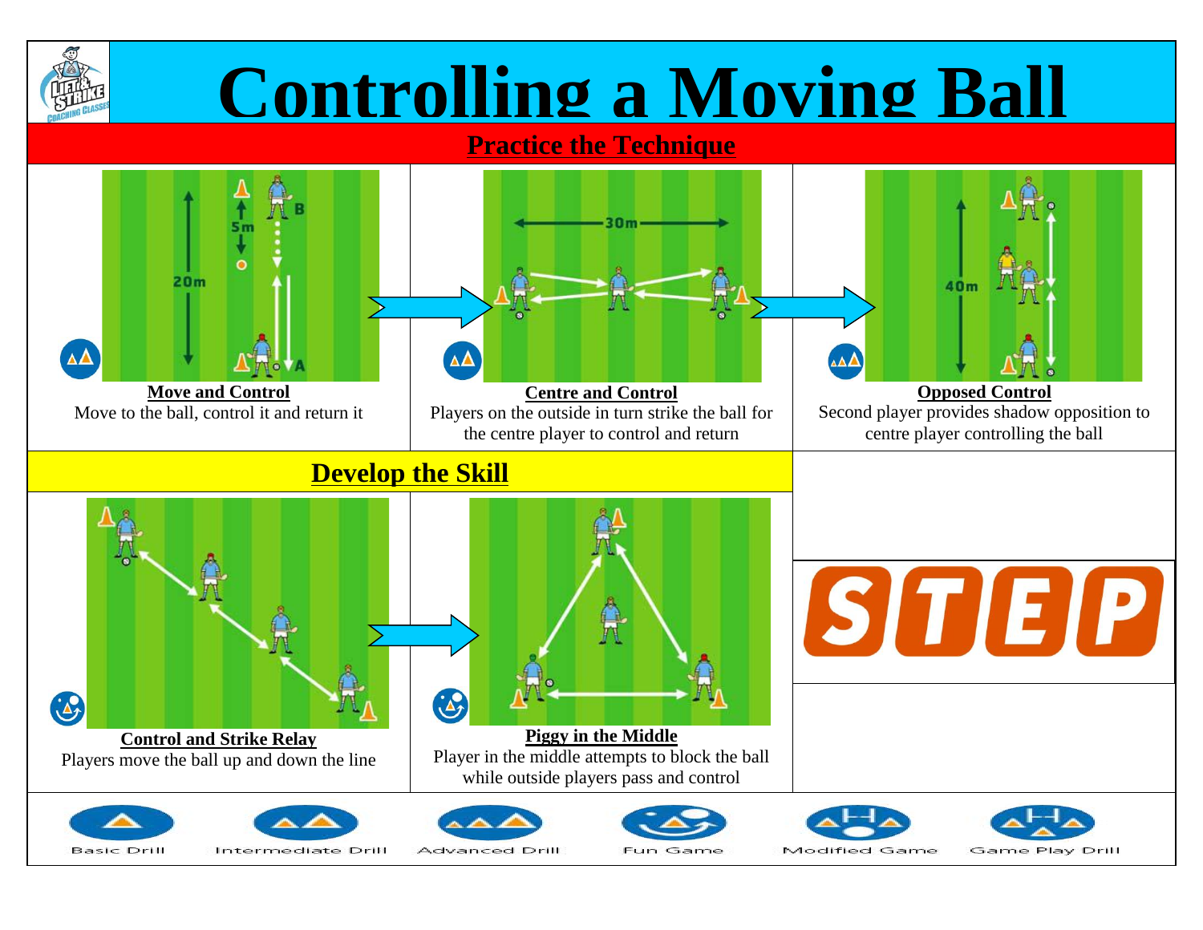# Controlling a Moving Ball

## Practice the Technique

20m

5m

B

A

**Move and Control**

Move to the ball, control it and return it

30m

**Centre and Control**

Players on the outside in turn strike the ball for the centre player to control and return

40m

**Opposed Control**

Second player provides shadow opposition to centre player controlling the ball

## Develop the Skill

**Control and Strike Relay**

Players move the ball up and down the line

**Piggy in the Middle**

Player in the middle attempts to block the ball while outside players pass and control

STEP

Basic Drill

Intermediate Drill

Advanced Drill

Fun Game

Modified Game

Game Play Drill